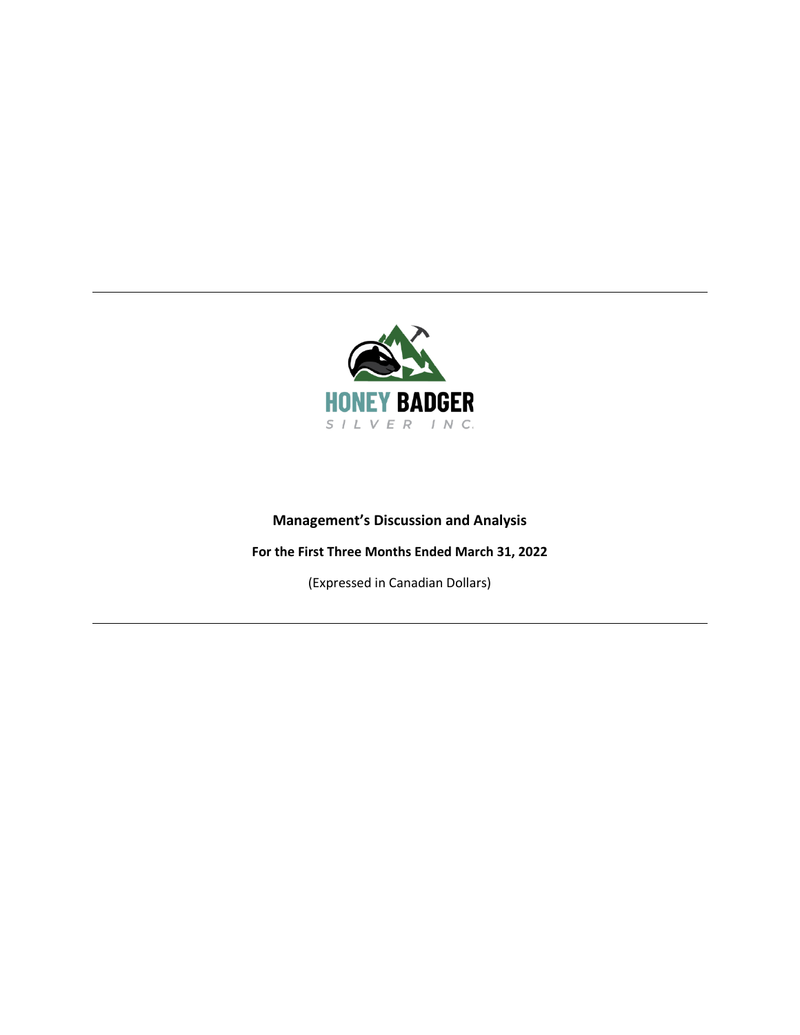HONEY BADGER

SILVER INC.

# Management's Discussion and Analysis

**For the First Three Months Ended March 31, 2022**

(Expressed in Canadian Dollars)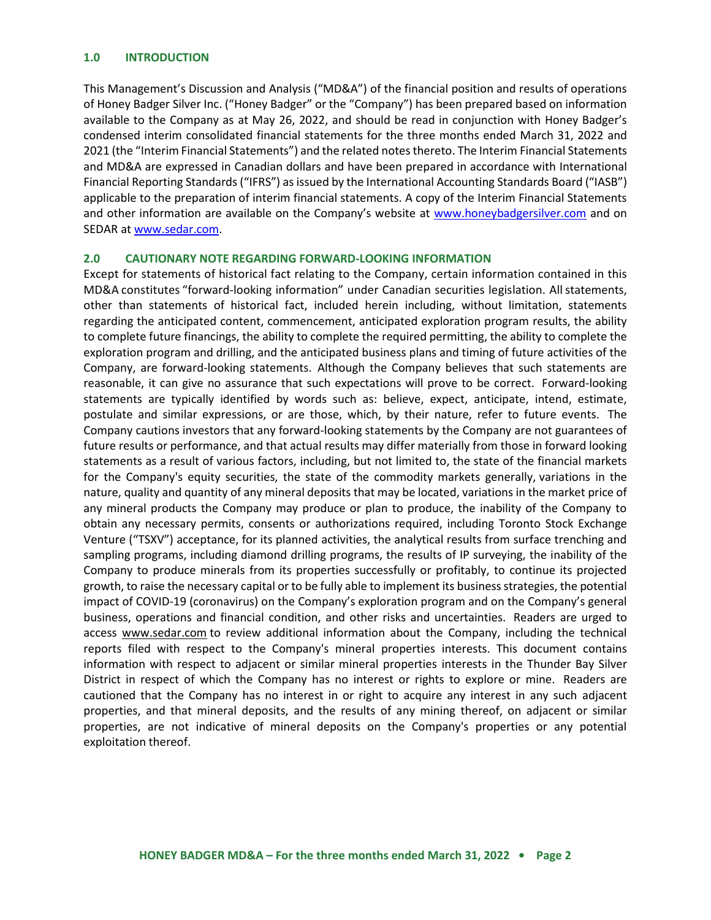## 1.0 INTRODUCTION

This Management's Discussion and Analysis ("MD&A") of the financial position and results of operations of Honey Badger Silver Inc. ("Honey Badger" or the "Company") has been prepared based on information available to the Company as at May 26, 2022, and should be read in conjunction with Honey Badger's condensed interim consolidated financial statements for the three months ended March 31, 2022 and 2021 (the "Interim Financial Statements") and the related notes thereto. The Interim Financial Statements and MD&A are expressed in Canadian dollars and have been prepared in accordance with International Financial Reporting Standards ("IFRS") as issued by the International Accounting Standards Board ("IASB") applicable to the preparation of interim financial statements. A copy of the Interim Financial Statements and other information are available on the Company's website at [www.honeybadgersilver.com](http://www.honeybadgersilver.com) and on SEDAR at [www.sedar.com](http://www.sedar.com).

## 2.0 CAUTIONARY NOTE REGARDING FORWARD-LOOKING INFORMATION

Except for statements of historical fact relating to the Company, certain information contained in this MD&A constitutes "forward-looking information" under Canadian securities legislation. All statements, other than statements of historical fact, included herein including, without limitation, statements regarding the anticipated content, commencement, anticipated exploration program results, the ability to complete future financings, the ability to complete the required permitting, the ability to complete the exploration program and drilling, and the anticipated business plans and timing of future activities of the Company, are forward-looking statements. Although the Company believes that such statements are reasonable, it can give no assurance that such expectations will prove to be correct. Forward-looking statements are typically identified by words such as: believe, expect, anticipate, intend, estimate, postulate and similar expressions, or are those, which, by their nature, refer to future events. The Company cautions investors that any forward-looking statements by the Company are not guarantees of future results or performance, and that actual results may differ materially from those in forward looking statements as a result of various factors, including, but not limited to, the state of the financial markets for the Company's equity securities, the state of the commodity markets generally, variations in the nature, quality and quantity of any mineral deposits that may be located, variations in the market price of any mineral products the Company may produce or plan to produce, the inability of the Company to obtain any necessary permits, consents or authorizations required, including Toronto Stock Exchange Venture ("TSXV") acceptance, for its planned activities, the analytical results from surface trenching and sampling programs, including diamond drilling programs, the results of IP surveying, the inability of the Company to produce minerals from its properties successfully or profitably, to continue its projected growth, to raise the necessary capital or to be fully able to implement its business strategies, the potential impact of COVID-19 (coronavirus) on the Company's exploration program and on the Company's general business, operations and financial condition, and other risks and uncertainties. Readers are urged to access www.sedar.com to review additional information about the Company, including the technical reports filed with respect to the Company's mineral properties interests. This document contains information with respect to adjacent or similar mineral properties interests in the Thunder Bay Silver District in respect of which the Company has no interest or rights to explore or mine. Readers are cautioned that the Company has no interest in or right to acquire any interest in any such adjacent properties, and that mineral deposits, and the results of any mining thereof, on adjacent or similar properties, are not indicative of mineral deposits on the Company's properties or any potential exploitation thereof.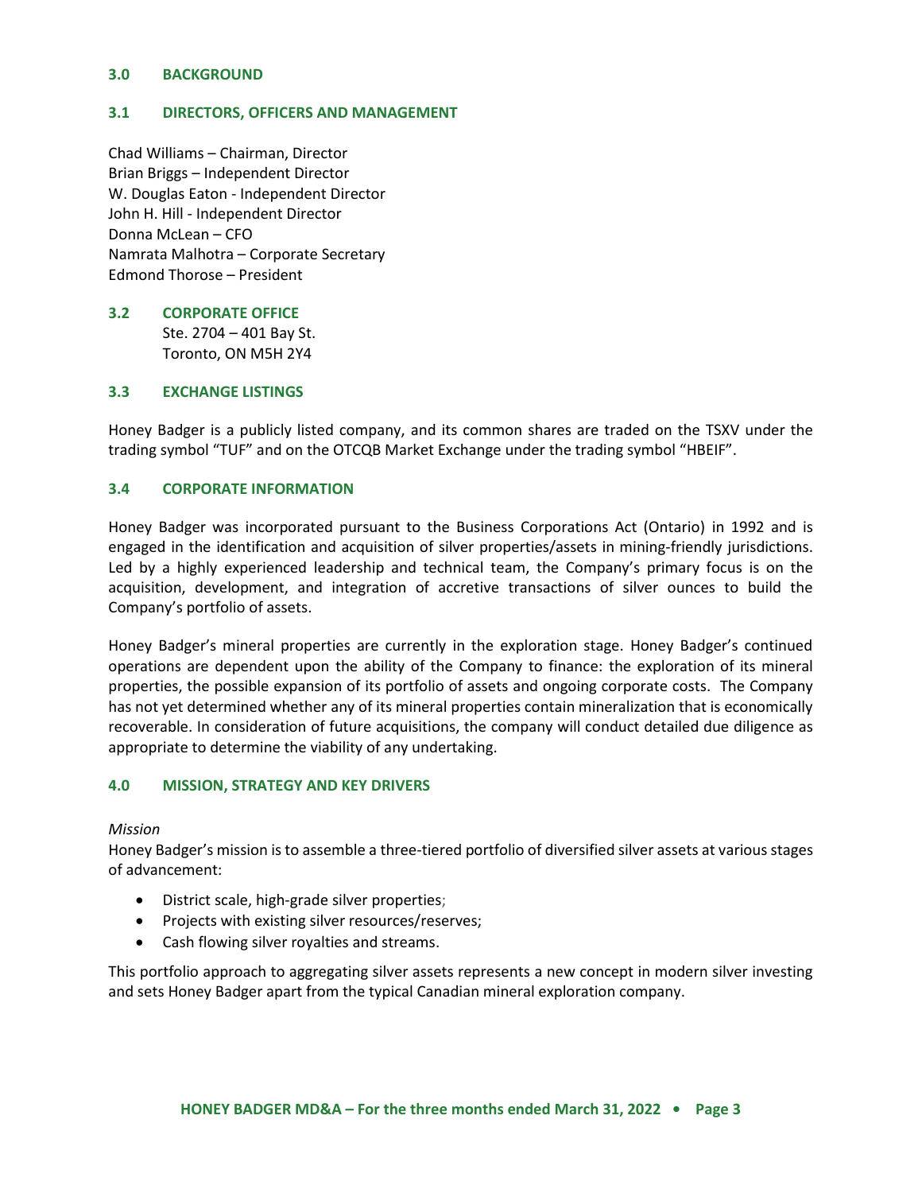## 3.0 BACKGROUND

### 3.1 DIRECTORS, OFFICERS AND MANAGEMENT

Chad Williams – Chairman, Director
Brian Briggs – Independent Director
W. Douglas Eaton - Independent Director
John H. Hill - Independent Director
Donna McLean – CFO
Namrata Malhotra – Corporate Secretary
Edmond Thorose – President

### 3.2 CORPORATE OFFICE

Ste. 2704 – 401 Bay St.
Toronto, ON M5H 2Y4

### 3.3 EXCHANGE LISTINGS

Honey Badger is a publicly listed company, and its common shares are traded on the TSXV under the trading symbol "TUF" and on the OTCQB Market Exchange under the trading symbol "HBEIF".

### 3.4 CORPORATE INFORMATION

Honey Badger was incorporated pursuant to the Business Corporations Act (Ontario) in 1992 and is engaged in the identification and acquisition of silver properties/assets in mining-friendly jurisdictions. Led by a highly experienced leadership and technical team, the Company's primary focus is on the acquisition, development, and integration of accretive transactions of silver ounces to build the Company's portfolio of assets.

Honey Badger's mineral properties are currently in the exploration stage. Honey Badger's continued operations are dependent upon the ability of the Company to finance: the exploration of its mineral properties, the possible expansion of its portfolio of assets and ongoing corporate costs. The Company has not yet determined whether any of its mineral properties contain mineralization that is economically recoverable. In consideration of future acquisitions, the company will conduct detailed due diligence as appropriate to determine the viability of any undertaking.

## 4.0 MISSION, STRATEGY AND KEY DRIVERS

*Mission*
Honey Badger's mission is to assemble a three-tiered portfolio of diversified silver assets at various stages of advancement:

- District scale, high-grade silver properties;
- Projects with existing silver resources/reserves;
- Cash flowing silver royalties and streams.

This portfolio approach to aggregating silver assets represents a new concept in modern silver investing and sets Honey Badger apart from the typical Canadian mineral exploration company.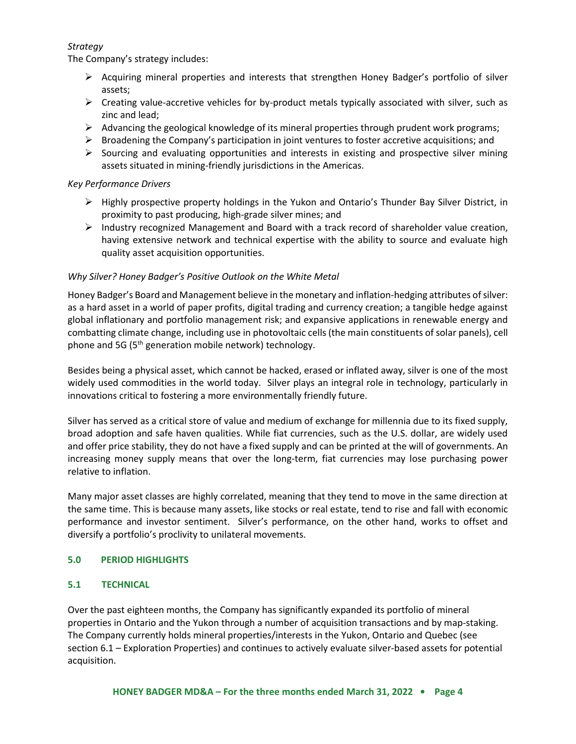*Strategy*

The Company's strategy includes:

- Acquiring mineral properties and interests that strengthen Honey Badger's portfolio of silver assets;
- Creating value-accretive vehicles for by-product metals typically associated with silver, such as zinc and lead;
- Advancing the geological knowledge of its mineral properties through prudent work programs;
- Broadening the Company's participation in joint ventures to foster accretive acquisitions; and
- Sourcing and evaluating opportunities and interests in existing and prospective silver mining assets situated in mining-friendly jurisdictions in the Americas.

*Key Performance Drivers*

- Highly prospective property holdings in the Yukon and Ontario's Thunder Bay Silver District, in proximity to past producing, high-grade silver mines; and
- Industry recognized Management and Board with a track record of shareholder value creation, having extensive network and technical expertise with the ability to source and evaluate high quality asset acquisition opportunities.

*Why Silver? Honey Badger's Positive Outlook on the White Metal*

Honey Badger's Board and Management believe in the monetary and inflation-hedging attributes of silver: as a hard asset in a world of paper profits, digital trading and currency creation; a tangible hedge against global inflationary and portfolio management risk; and expansive applications in renewable energy and combatting climate change, including use in photovoltaic cells (the main constituents of solar panels), cell phone and 5G (5th generation mobile network) technology.

Besides being a physical asset, which cannot be hacked, erased or inflated away, silver is one of the most widely used commodities in the world today. Silver plays an integral role in technology, particularly in innovations critical to fostering a more environmentally friendly future.

Silver has served as a critical store of value and medium of exchange for millennia due to its fixed supply, broad adoption and safe haven qualities. While fiat currencies, such as the U.S. dollar, are widely used and offer price stability, they do not have a fixed supply and can be printed at the will of governments. An increasing money supply means that over the long-term, fiat currencies may lose purchasing power relative to inflation.

Many major asset classes are highly correlated, meaning that they tend to move in the same direction at the same time. This is because many assets, like stocks or real estate, tend to rise and fall with economic performance and investor sentiment. Silver's performance, on the other hand, works to offset and diversify a portfolio's proclivity to unilateral movements.

## 5.0 PERIOD HIGHLIGHTS

### 5.1 TECHNICAL

Over the past eighteen months, the Company has significantly expanded its portfolio of mineral properties in Ontario and the Yukon through a number of acquisition transactions and by map-staking. The Company currently holds mineral properties/interests in the Yukon, Ontario and Quebec (see section 6.1 – Exploration Properties) and continues to actively evaluate silver-based assets for potential acquisition.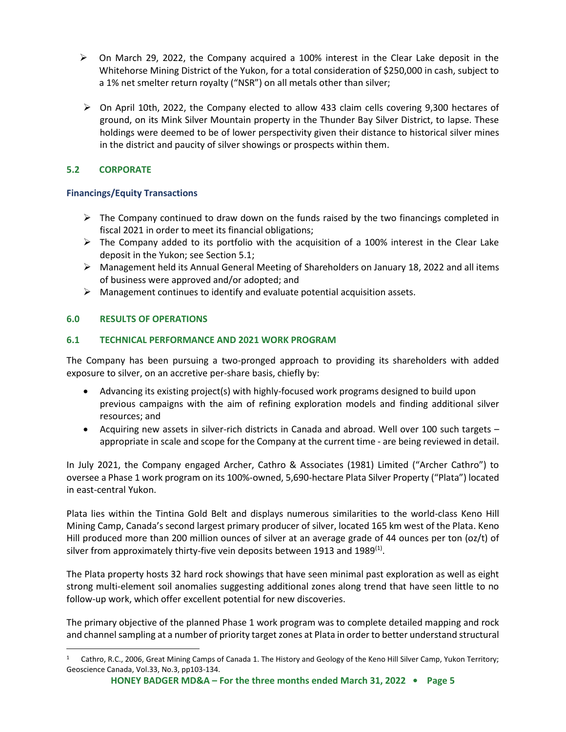- On March 29, 2022, the Company acquired a 100% interest in the Clear Lake deposit in the Whitehorse Mining District of the Yukon, for a total consideration of $250,000 in cash, subject to a 1% net smelter return royalty ("NSR") on all metals other than silver;

- On April 10th, 2022, the Company elected to allow 433 claim cells covering 9,300 hectares of ground, on its Mink Silver Mountain property in the Thunder Bay Silver District, to lapse. These holdings were deemed to be of lower perspectivity given their distance to historical silver mines in the district and paucity of silver showings or prospects within them.

## 5.2 CORPORATE

### Financings/Equity Transactions

- The Company continued to draw down on the funds raised by the two financings completed in fiscal 2021 in order to meet its financial obligations;
- The Company added to its portfolio with the acquisition of a 100% interest in the Clear Lake deposit in the Yukon; see Section 5.1;
- Management held its Annual General Meeting of Shareholders on January 18, 2022 and all items of business were approved and/or adopted; and
- Management continues to identify and evaluate potential acquisition assets.

## 6.0 RESULTS OF OPERATIONS

## 6.1 TECHNICAL PERFORMANCE AND 2021 WORK PROGRAM

The Company has been pursuing a two-pronged approach to providing its shareholders with added exposure to silver, on an accretive per-share basis, chiefly by:

- Advancing its existing project(s) with highly-focused work programs designed to build upon previous campaigns with the aim of refining exploration models and finding additional silver resources; and
- Acquiring new assets in silver-rich districts in Canada and abroad. Well over 100 such targets – appropriate in scale and scope for the Company at the current time - are being reviewed in detail.

In July 2021, the Company engaged Archer, Cathro & Associates (1981) Limited ("Archer Cathro") to oversee a Phase 1 work program on its 100%-owned, 5,690-hectare Plata Silver Property ("Plata") located in east-central Yukon.

Plata lies within the Tintina Gold Belt and displays numerous similarities to the world-class Keno Hill Mining Camp, Canada's second largest primary producer of silver, located 165 km west of the Plata. Keno Hill produced more than 200 million ounces of silver at an average grade of 44 ounces per ton (oz/t) of silver from approximately thirty-five vein deposits between 1913 and 1989[(1)].

The Plata property hosts 32 hard rock showings that have seen minimal past exploration as well as eight strong multi-element soil anomalies suggesting additional zones along trend that have seen little to no follow-up work, which offer excellent potential for new discoveries.

The primary objective of the planned Phase 1 work program was to complete detailed mapping and rock and channel sampling at a number of priority target zones at Plata in order to better understand structural

---

[1] Cathro, R.C., 2006, Great Mining Camps of Canada 1. The History and Geology of the Keno Hill Silver Camp, Yukon Territory; Geoscience Canada, Vol.33, No.3, pp103-134.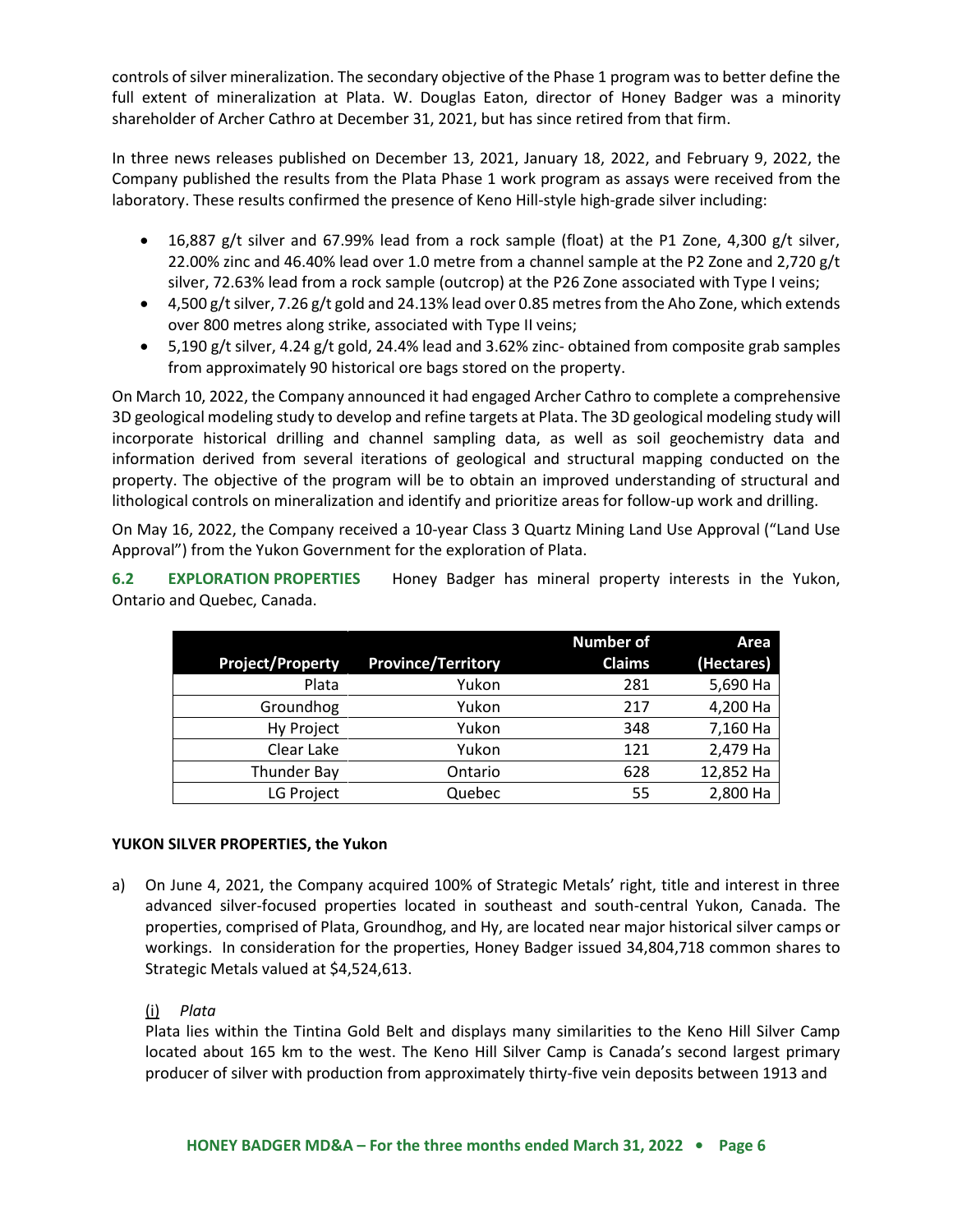controls of silver mineralization. The secondary objective of the Phase 1 program was to better define the full extent of mineralization at Plata. W. Douglas Eaton, director of Honey Badger was a minority shareholder of Archer Cathro at December 31, 2021, but has since retired from that firm.

In three news releases published on December 13, 2021, January 18, 2022, and February 9, 2022, the Company published the results from the Plata Phase 1 work program as assays were received from the laboratory. These results confirmed the presence of Keno Hill-style high-grade silver including:

- 16,887 g/t silver and 67.99% lead from a rock sample (float) at the P1 Zone, 4,300 g/t silver, 22.00% zinc and 46.40% lead over 1.0 metre from a channel sample at the P2 Zone and 2,720 g/t silver, 72.63% lead from a rock sample (outcrop) at the P26 Zone associated with Type I veins;
- 4,500 g/t silver, 7.26 g/t gold and 24.13% lead over 0.85 metres from the Aho Zone, which extends over 800 metres along strike, associated with Type II veins;
- 5,190 g/t silver, 4.24 g/t gold, 24.4% lead and 3.62% zinc- obtained from composite grab samples from approximately 90 historical ore bags stored on the property.

On March 10, 2022, the Company announced it had engaged Archer Cathro to complete a comprehensive 3D geological modeling study to develop and refine targets at Plata. The 3D geological modeling study will incorporate historical drilling and channel sampling data, as well as soil geochemistry data and information derived from several iterations of geological and structural mapping conducted on the property. The objective of the program will be to obtain an improved understanding of structural and lithological controls on mineralization and identify and prioritize areas for follow-up work and drilling.

On May 16, 2022, the Company received a 10-year Class 3 Quartz Mining Land Use Approval ("Land Use Approval") from the Yukon Government for the exploration of Plata.

**6.2 EXPLORATION PROPERTIES** Honey Badger has mineral property interests in the Yukon, Ontario and Quebec, Canada.

| Project/Property | Province/Territory | Number of Claims | Area (Hectares) |
|---|---|---|---|
| Plata | Yukon | 281 | 5,690 Ha |
| Groundhog | Yukon | 217 | 4,200 Ha |
| Hy Project | Yukon | 348 | 7,160 Ha |
| Clear Lake | Yukon | 121 | 2,479 Ha |
| Thunder Bay | Ontario | 628 | 12,852 Ha |
| LG Project | Quebec | 55 | 2,800 Ha |

**YUKON SILVER PROPERTIES, the Yukon**

a) On June 4, 2021, the Company acquired 100% of Strategic Metals' right, title and interest in three advanced silver-focused properties located in southeast and south-central Yukon, Canada. The properties, comprised of Plata, Groundhog, and Hy, are located near major historical silver camps or workings. In consideration for the properties, Honey Badger issued 34,804,718 common shares to Strategic Metals valued at $4,524,613.

(i) *Plata*

Plata lies within the Tintina Gold Belt and displays many similarities to the Keno Hill Silver Camp located about 165 km to the west. The Keno Hill Silver Camp is Canada's second largest primary producer of silver with production from approximately thirty-five vein deposits between 1913 and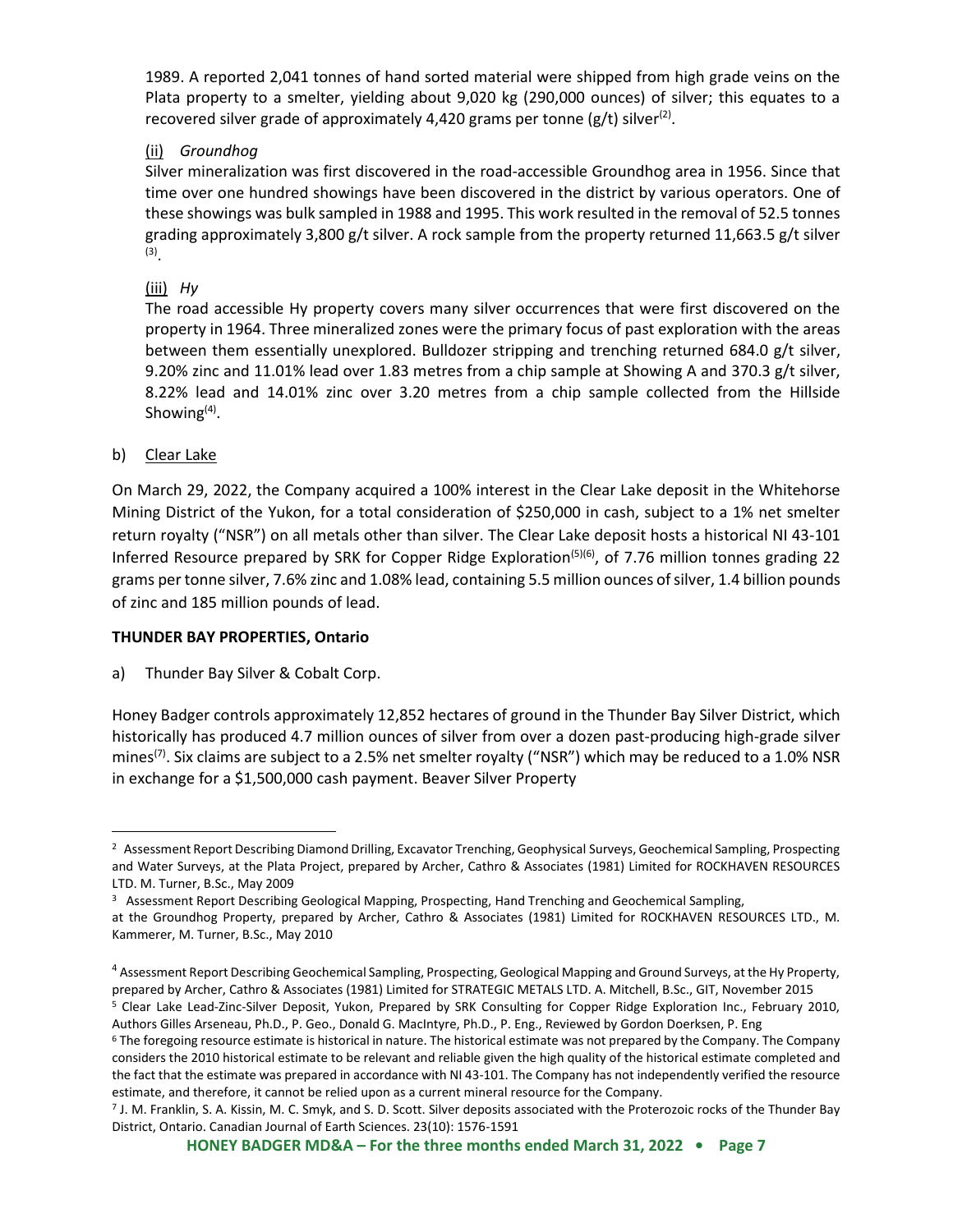1989. A reported 2,041 tonnes of hand sorted material were shipped from high grade veins on the Plata property to a smelter, yielding about 9,020 kg (290,000 ounces) of silver; this equates to a recovered silver grade of approximately 4,420 grams per tonne (g/t) silver[(2)].

(ii) *Groundhog*

Silver mineralization was first discovered in the road-accessible Groundhog area in 1956. Since that time over one hundred showings have been discovered in the district by various operators. One of these showings was bulk sampled in 1988 and 1995. This work resulted in the removal of 52.5 tonnes grading approximately 3,800 g/t silver. A rock sample from the property returned 11,663.5 g/t silver [(3)].

(iii) *Hy*

The road accessible Hy property covers many silver occurrences that were first discovered on the property in 1964. Three mineralized zones were the primary focus of past exploration with the areas between them essentially unexplored. Bulldozer stripping and trenching returned 684.0 g/t silver, 9.20% zinc and 11.01% lead over 1.83 metres from a chip sample at Showing A and 370.3 g/t silver, 8.22% lead and 14.01% zinc over 3.20 metres from a chip sample collected from the Hillside Showing[(4)].

b) Clear Lake

On March 29, 2022, the Company acquired a 100% interest in the Clear Lake deposit in the Whitehorse Mining District of the Yukon, for a total consideration of $250,000 in cash, subject to a 1% net smelter return royalty ("NSR") on all metals other than silver. The Clear Lake deposit hosts a historical NI 43-101 Inferred Resource prepared by SRK for Copper Ridge Exploration[(5)(6)], of 7.76 million tonnes grading 22 grams per tonne silver, 7.6% zinc and 1.08% lead, containing 5.5 million ounces of silver, 1.4 billion pounds of zinc and 185 million pounds of lead.

**THUNDER BAY PROPERTIES, Ontario**

a) Thunder Bay Silver & Cobalt Corp.

Honey Badger controls approximately 12,852 hectares of ground in the Thunder Bay Silver District, which historically has produced 4.7 million ounces of silver from over a dozen past-producing high-grade silver mines[(7)]. Six claims are subject to a 2.5% net smelter royalty ("NSR") which may be reduced to a 1.0% NSR in exchange for a $1,500,000 cash payment. Beaver Silver Property

---

[2] Assessment Report Describing Diamond Drilling, Excavator Trenching, Geophysical Surveys, Geochemical Sampling, Prospecting and Water Surveys, at the Plata Project, prepared by Archer, Cathro & Associates (1981) Limited for ROCKHAVEN RESOURCES LTD. M. Turner, B.Sc., May 2009

[3] Assessment Report Describing Geological Mapping, Prospecting, Hand Trenching and Geochemical Sampling, at the Groundhog Property, prepared by Archer, Cathro & Associates (1981) Limited for ROCKHAVEN RESOURCES LTD., M. Kammerer, M. Turner, B.Sc., May 2010

[4] Assessment Report Describing Geochemical Sampling, Prospecting, Geological Mapping and Ground Surveys, at the Hy Property, prepared by Archer, Cathro & Associates (1981) Limited for STRATEGIC METALS LTD. A. Mitchell, B.Sc., GIT, November 2015

[5] Clear Lake Lead-Zinc-Silver Deposit, Yukon, Prepared by SRK Consulting for Copper Ridge Exploration Inc., February 2010, Authors Gilles Arseneau, Ph.D., P. Geo., Donald G. MacIntyre, Ph.D., P. Eng., Reviewed by Gordon Doerksen, P. Eng

[6] The foregoing resource estimate is historical in nature. The historical estimate was not prepared by the Company. The Company considers the 2010 historical estimate to be relevant and reliable given the high quality of the historical estimate completed and the fact that the estimate was prepared in accordance with NI 43-101. The Company has not independently verified the resource estimate, and therefore, it cannot be relied upon as a current mineral resource for the Company.

[7] J. M. Franklin, S. A. Kissin, M. C. Smyk, and S. D. Scott. Silver deposits associated with the Proterozoic rocks of the Thunder Bay District, Ontario. Canadian Journal of Earth Sciences. 23(10): 1576-1591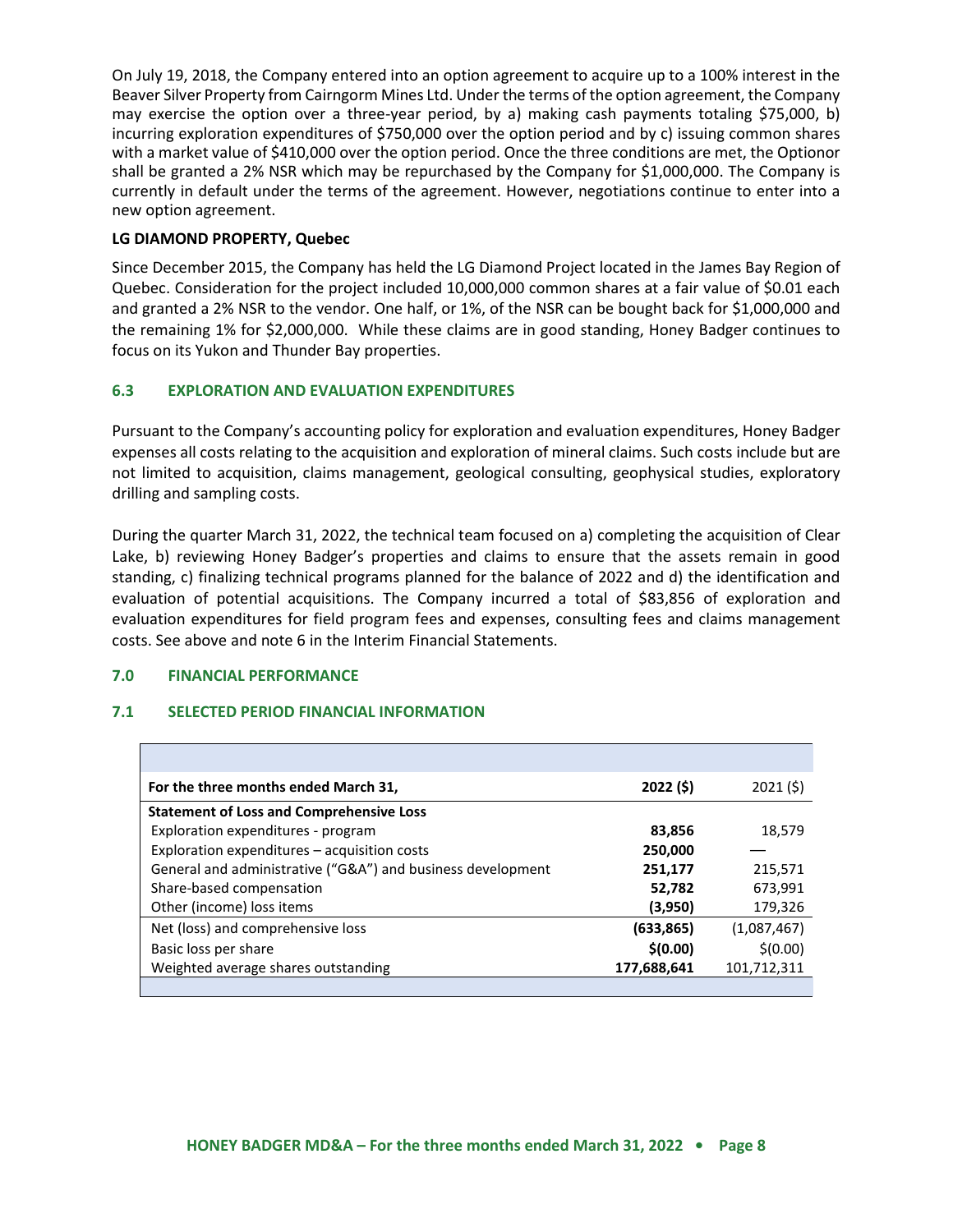On July 19, 2018, the Company entered into an option agreement to acquire up to a 100% interest in the Beaver Silver Property from Cairngorm Mines Ltd. Under the terms of the option agreement, the Company may exercise the option over a three-year period, by a) making cash payments totaling $75,000, b) incurring exploration expenditures of $750,000 over the option period and by c) issuing common shares with a market value of $410,000 over the option period. Once the three conditions are met, the Optionor shall be granted a 2% NSR which may be repurchased by the Company for $1,000,000. The Company is currently in default under the terms of the agreement. However, negotiations continue to enter into a new option agreement.

**LG DIAMOND PROPERTY, Quebec**

Since December 2015, the Company has held the LG Diamond Project located in the James Bay Region of Quebec. Consideration for the project included 10,000,000 common shares at a fair value of $0.01 each and granted a 2% NSR to the vendor. One half, or 1%, of the NSR can be bought back for $1,000,000 and the remaining 1% for $2,000,000. While these claims are in good standing, Honey Badger continues to focus on its Yukon and Thunder Bay properties.

### 6.3 EXPLORATION AND EVALUATION EXPENDITURES

Pursuant to the Company's accounting policy for exploration and evaluation expenditures, Honey Badger expenses all costs relating to the acquisition and exploration of mineral claims. Such costs include but are not limited to acquisition, claims management, geological consulting, geophysical studies, exploratory drilling and sampling costs.

During the quarter March 31, 2022, the technical team focused on a) completing the acquisition of Clear Lake, b) reviewing Honey Badger's properties and claims to ensure that the assets remain in good standing, c) finalizing technical programs planned for the balance of 2022 and d) the identification and evaluation of potential acquisitions. The Company incurred a total of $83,856 of exploration and evaluation expenditures for field program fees and expenses, consulting fees and claims management costs. See above and note 6 in the Interim Financial Statements.

## 7.0 FINANCIAL PERFORMANCE

### 7.1 SELECTED PERIOD FINANCIAL INFORMATION

| For the three months ended March 31, | 2022 ($) | 2021 ($) |
|---|---|---|
| **Statement of Loss and Comprehensive Loss** | | |
| Exploration expenditures - program | **83,856** | 18,579 |
| Exploration expenditures – acquisition costs | **250,000** | — |
| General and administrative ("G&A") and business development | **251,177** | 215,571 |
| Share-based compensation | **52,782** | 673,991 |
| Other (income) loss items | **(3,950)** | 179,326 |
| Net (loss) and comprehensive loss | **(633,865)** | (1,087,467) |
| Basic loss per share | **$(0.00)** | $(0.00) |
| Weighted average shares outstanding | **177,688,641** | 101,712,311 |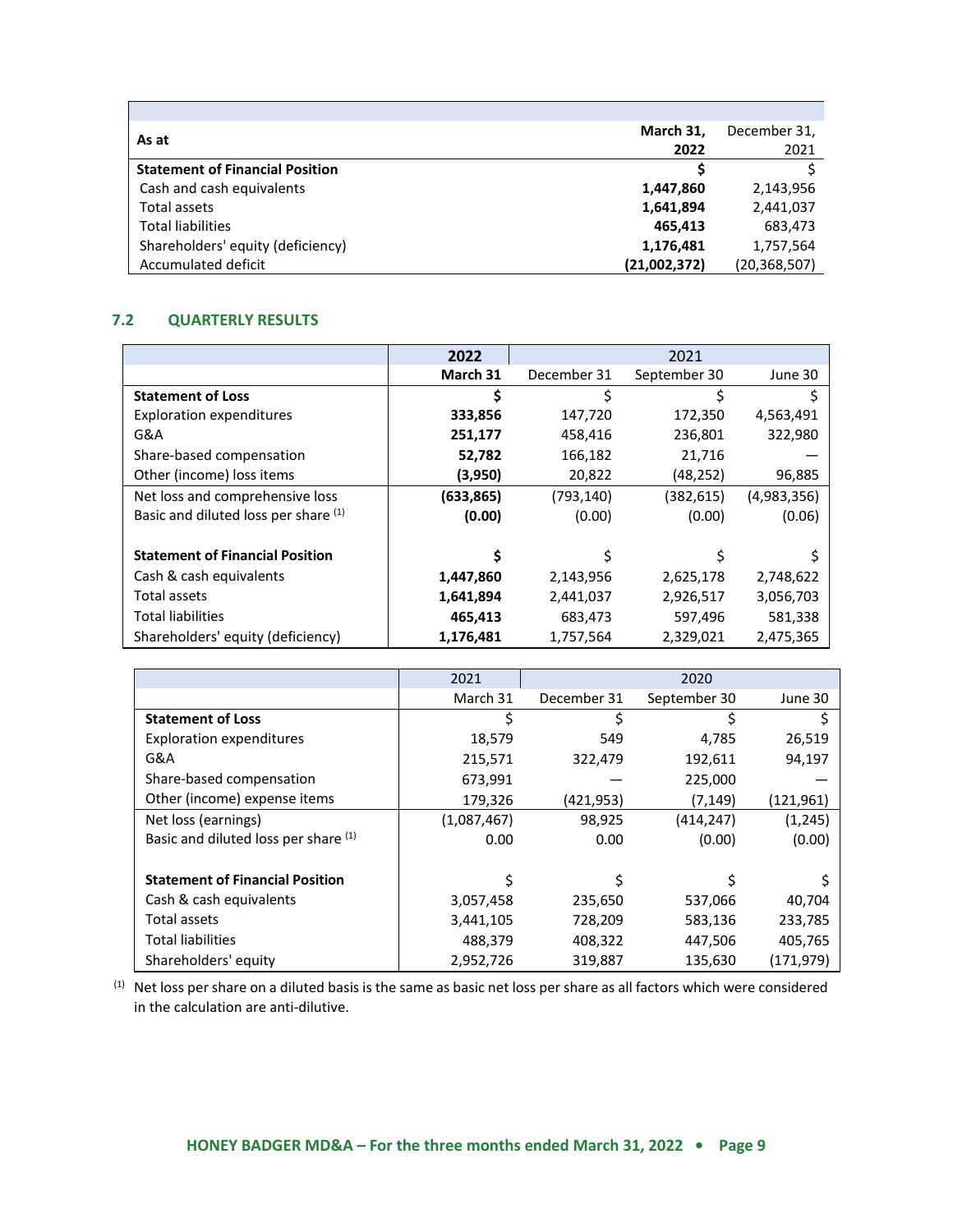| As at | March 31, 2022 | December 31, 2021 |
|---|---|---|
| **Statement of Financial Position** | **$** | $ |
| Cash and cash equivalents | **1,447,860** | 2,143,956 |
| Total assets | **1,641,894** | 2,441,037 |
| Total liabilities | **465,413** | 683,473 |
| Shareholders' equity (deficiency) | **1,176,481** | 1,757,564 |
| Accumulated deficit | **(21,002,372)** | (20,368,507) |

## 7.2 QUARTERLY RESULTS

| | 2022 | 2021 | | |
|---|---|---|---|---|
| | **March 31** | December 31 | September 30 | June 30 |
| **Statement of Loss** | **$** | $ | $ | $ |
| Exploration expenditures | **333,856** | 147,720 | 172,350 | 4,563,491 |
| G&A | **251,177** | 458,416 | 236,801 | 322,980 |
| Share-based compensation | **52,782** | 166,182 | 21,716 | — |
| Other (income) loss items | **(3,950)** | 20,822 | (48,252) | 96,885 |
| Net loss and comprehensive loss | **(633,865)** | (793,140) | (382,615) | (4,983,356) |
| Basic and diluted loss per share [(1)] | **(0.00)** | (0.00) | (0.00) | (0.06) |
| | | | | |
| **Statement of Financial Position** | **$** | $ | $ | $ |
| Cash & cash equivalents | **1,447,860** | 2,143,956 | 2,625,178 | 2,748,622 |
| Total assets | **1,641,894** | 2,441,037 | 2,926,517 | 3,056,703 |
| Total liabilities | **465,413** | 683,473 | 597,496 | 581,338 |
| Shareholders' equity (deficiency) | **1,176,481** | 1,757,564 | 2,329,021 | 2,475,365 |

| | 2021 | 2020 | | |
|---|---|---|---|---|
| | March 31 | December 31 | September 30 | June 30 |
| **Statement of Loss** | $ | $ | $ | $ |
| Exploration expenditures | 18,579 | 549 | 4,785 | 26,519 |
| G&A | 215,571 | 322,479 | 192,611 | 94,197 |
| Share-based compensation | 673,991 | — | 225,000 | — |
| Other (income) expense items | 179,326 | (421,953) | (7,149) | (121,961) |
| Net loss (earnings) | (1,087,467) | 98,925 | (414,247) | (1,245) |
| Basic and diluted loss per share [(1)] | 0.00 | 0.00 | (0.00) | (0.00) |
| | | | | |
| **Statement of Financial Position** | $ | $ | $ | $ |
| Cash & cash equivalents | 3,057,458 | 235,650 | 537,066 | 40,704 |
| Total assets | 3,441,105 | 728,209 | 583,136 | 233,785 |
| Total liabilities | 488,379 | 408,322 | 447,506 | 405,765 |
| Shareholders' equity | 2,952,726 | 319,887 | 135,630 | (171,979) |

[(1)] Net loss per share on a diluted basis is the same as basic net loss per share as all factors which were considered in the calculation are anti-dilutive.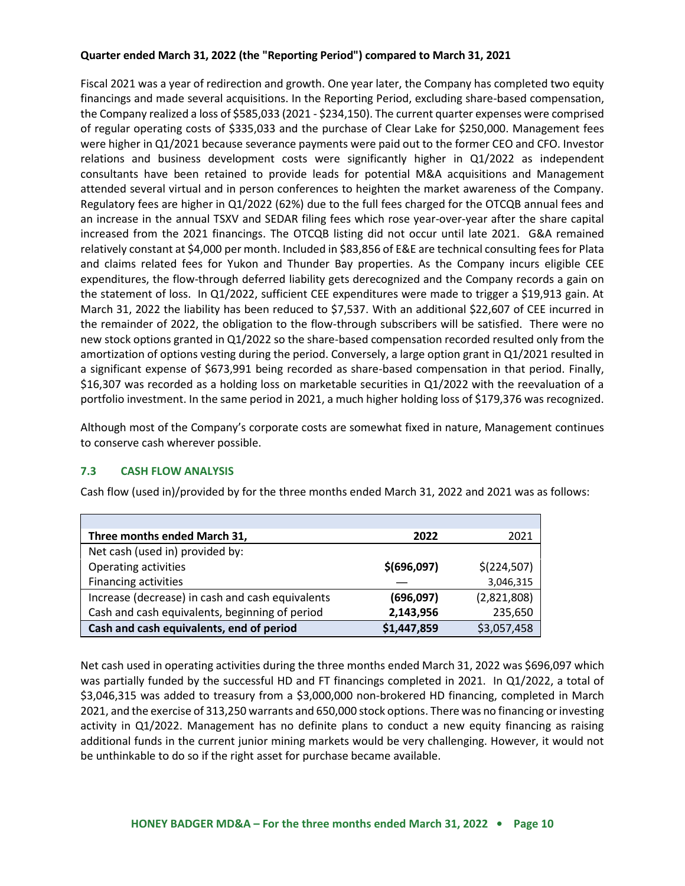**Quarter ended March 31, 2022 (the "Reporting Period") compared to March 31, 2021**

Fiscal 2021 was a year of redirection and growth. One year later, the Company has completed two equity financings and made several acquisitions. In the Reporting Period, excluding share-based compensation, the Company realized a loss of $585,033 (2021 - $234,150). The current quarter expenses were comprised of regular operating costs of $335,033 and the purchase of Clear Lake for $250,000. Management fees were higher in Q1/2021 because severance payments were paid out to the former CEO and CFO. Investor relations and business development costs were significantly higher in Q1/2022 as independent consultants have been retained to provide leads for potential M&A acquisitions and Management attended several virtual and in person conferences to heighten the market awareness of the Company. Regulatory fees are higher in Q1/2022 (62%) due to the full fees charged for the OTCQB annual fees and an increase in the annual TSXV and SEDAR filing fees which rose year-over-year after the share capital increased from the 2021 financings. The OTCQB listing did not occur until late 2021. G&A remained relatively constant at $4,000 per month. Included in $83,856 of E&E are technical consulting fees for Plata and claims related fees for Yukon and Thunder Bay properties. As the Company incurs eligible CEE expenditures, the flow-through deferred liability gets derecognized and the Company records a gain on the statement of loss. In Q1/2022, sufficient CEE expenditures were made to trigger a $19,913 gain. At March 31, 2022 the liability has been reduced to $7,537. With an additional $22,607 of CEE incurred in the remainder of 2022, the obligation to the flow-through subscribers will be satisfied. There were no new stock options granted in Q1/2022 so the share-based compensation recorded resulted only from the amortization of options vesting during the period. Conversely, a large option grant in Q1/2021 resulted in a significant expense of $673,991 being recorded as share-based compensation in that period. Finally, $16,307 was recorded as a holding loss on marketable securities in Q1/2022 with the reevaluation of a portfolio investment. In the same period in 2021, a much higher holding loss of $179,376 was recognized.

Although most of the Company's corporate costs are somewhat fixed in nature, Management continues to conserve cash wherever possible.

### 7.3 CASH FLOW ANALYSIS

Cash flow (used in)/provided by for the three months ended March 31, 2022 and 2021 was as follows:

| Three months ended March 31, | 2022 | 2021 |
|---|---|---|
| Net cash (used in) provided by: | | |
| Operating activities | **$(696,097)** | $(224,507) |
| Financing activities | — | 3,046,315 |
| Increase (decrease) in cash and cash equivalents | **(696,097)** | (2,821,808) |
| Cash and cash equivalents, beginning of period | **2,143,956** | 235,650 |
| **Cash and cash equivalents, end of period** | **$1,447,859** | $3,057,458 |

Net cash used in operating activities during the three months ended March 31, 2022 was $696,097 which was partially funded by the successful HD and FT financings completed in 2021. In Q1/2022, a total of $3,046,315 was added to treasury from a $3,000,000 non-brokered HD financing, completed in March 2021, and the exercise of 313,250 warrants and 650,000 stock options. There was no financing or investing activity in Q1/2022. Management has no definite plans to conduct a new equity financing as raising additional funds in the current junior mining markets would be very challenging. However, it would not be unthinkable to do so if the right asset for purchase became available.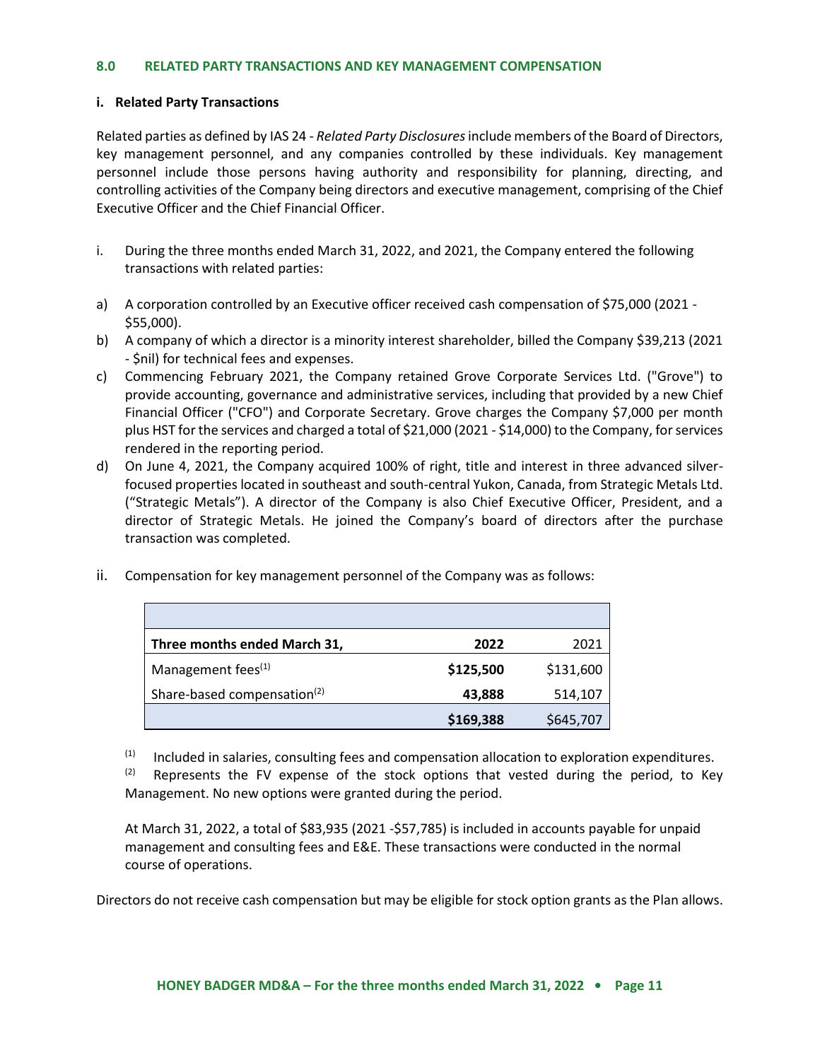## 8.0 RELATED PARTY TRANSACTIONS AND KEY MANAGEMENT COMPENSATION

### i. Related Party Transactions

Related parties as defined by IAS 24 - *Related Party Disclosures* include members of the Board of Directors, key management personnel, and any companies controlled by these individuals. Key management personnel include those persons having authority and responsibility for planning, directing, and controlling activities of the Company being directors and executive management, comprising of the Chief Executive Officer and the Chief Financial Officer.

i. During the three months ended March 31, 2022, and 2021, the Company entered the following transactions with related parties:

a) A corporation controlled by an Executive officer received cash compensation of $75,000 (2021 - $55,000).

b) A company of which a director is a minority interest shareholder, billed the Company $39,213 (2021 - $nil) for technical fees and expenses.

c) Commencing February 2021, the Company retained Grove Corporate Services Ltd. ("Grove") to provide accounting, governance and administrative services, including that provided by a new Chief Financial Officer ("CFO") and Corporate Secretary. Grove charges the Company $7,000 per month plus HST for the services and charged a total of $21,000 (2021 - $14,000) to the Company, for services rendered in the reporting period.

d) On June 4, 2021, the Company acquired 100% of right, title and interest in three advanced silver-focused properties located in southeast and south-central Yukon, Canada, from Strategic Metals Ltd. ("Strategic Metals"). A director of the Company is also Chief Executive Officer, President, and a director of Strategic Metals. He joined the Company's board of directors after the purchase transaction was completed.

ii. Compensation for key management personnel of the Company was as follows:

| **Three months ended March 31,** | **2022** | 2021 |
|---|---|---|
| Management fees[1] | **$125,500** | $131,600 |
| Share-based compensation[2] | **43,888** | 514,107 |
| | **$169,388** | $645,707 |

[1] Included in salaries, consulting fees and compensation allocation to exploration expenditures.
[2] Represents the FV expense of the stock options that vested during the period, to Key Management. No new options were granted during the period.

At March 31, 2022, a total of $83,935 (2021 -$57,785) is included in accounts payable for unpaid management and consulting fees and E&E. These transactions were conducted in the normal course of operations.

Directors do not receive cash compensation but may be eligible for stock option grants as the Plan allows.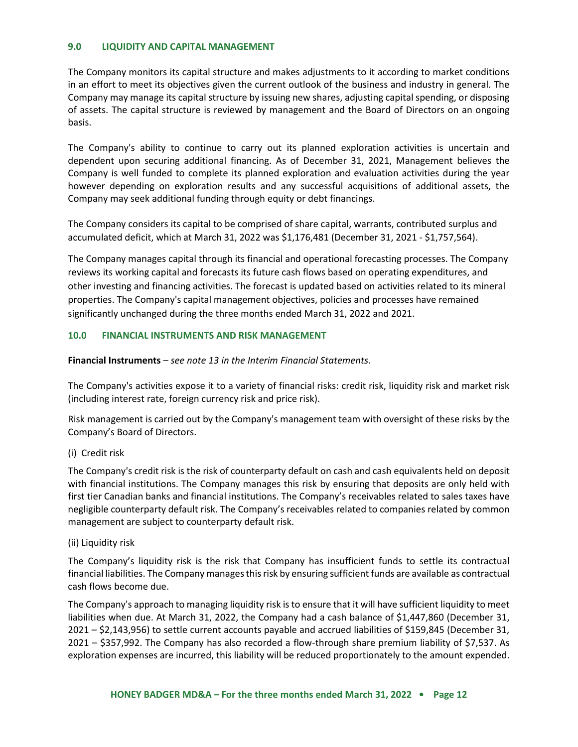## 9.0 LIQUIDITY AND CAPITAL MANAGEMENT

The Company monitors its capital structure and makes adjustments to it according to market conditions in an effort to meet its objectives given the current outlook of the business and industry in general. The Company may manage its capital structure by issuing new shares, adjusting capital spending, or disposing of assets. The capital structure is reviewed by management and the Board of Directors on an ongoing basis.

The Company's ability to continue to carry out its planned exploration activities is uncertain and dependent upon securing additional financing. As of December 31, 2021, Management believes the Company is well funded to complete its planned exploration and evaluation activities during the year however depending on exploration results and any successful acquisitions of additional assets, the Company may seek additional funding through equity or debt financings.

The Company considers its capital to be comprised of share capital, warrants, contributed surplus and accumulated deficit, which at March 31, 2022 was $1,176,481 (December 31, 2021 - $1,757,564).

The Company manages capital through its financial and operational forecasting processes. The Company reviews its working capital and forecasts its future cash flows based on operating expenditures, and other investing and financing activities. The forecast is updated based on activities related to its mineral properties. The Company's capital management objectives, policies and processes have remained significantly unchanged during the three months ended March 31, 2022 and 2021.

## 10.0 FINANCIAL INSTRUMENTS AND RISK MANAGEMENT

**Financial Instruments** – *see note 13 in the Interim Financial Statements.*

The Company's activities expose it to a variety of financial risks: credit risk, liquidity risk and market risk (including interest rate, foreign currency risk and price risk).

Risk management is carried out by the Company's management team with oversight of these risks by the Company's Board of Directors.

(i) Credit risk

The Company's credit risk is the risk of counterparty default on cash and cash equivalents held on deposit with financial institutions. The Company manages this risk by ensuring that deposits are only held with first tier Canadian banks and financial institutions. The Company's receivables related to sales taxes have negligible counterparty default risk. The Company's receivables related to companies related by common management are subject to counterparty default risk.

(ii) Liquidity risk

The Company's liquidity risk is the risk that Company has insufficient funds to settle its contractual financial liabilities. The Company manages this risk by ensuring sufficient funds are available as contractual cash flows become due.

The Company's approach to managing liquidity risk is to ensure that it will have sufficient liquidity to meet liabilities when due. At March 31, 2022, the Company had a cash balance of $1,447,860 (December 31, 2021 – $2,143,956) to settle current accounts payable and accrued liabilities of $159,845 (December 31, 2021 – $357,992. The Company has also recorded a flow-through share premium liability of $7,537. As exploration expenses are incurred, this liability will be reduced proportionately to the amount expended.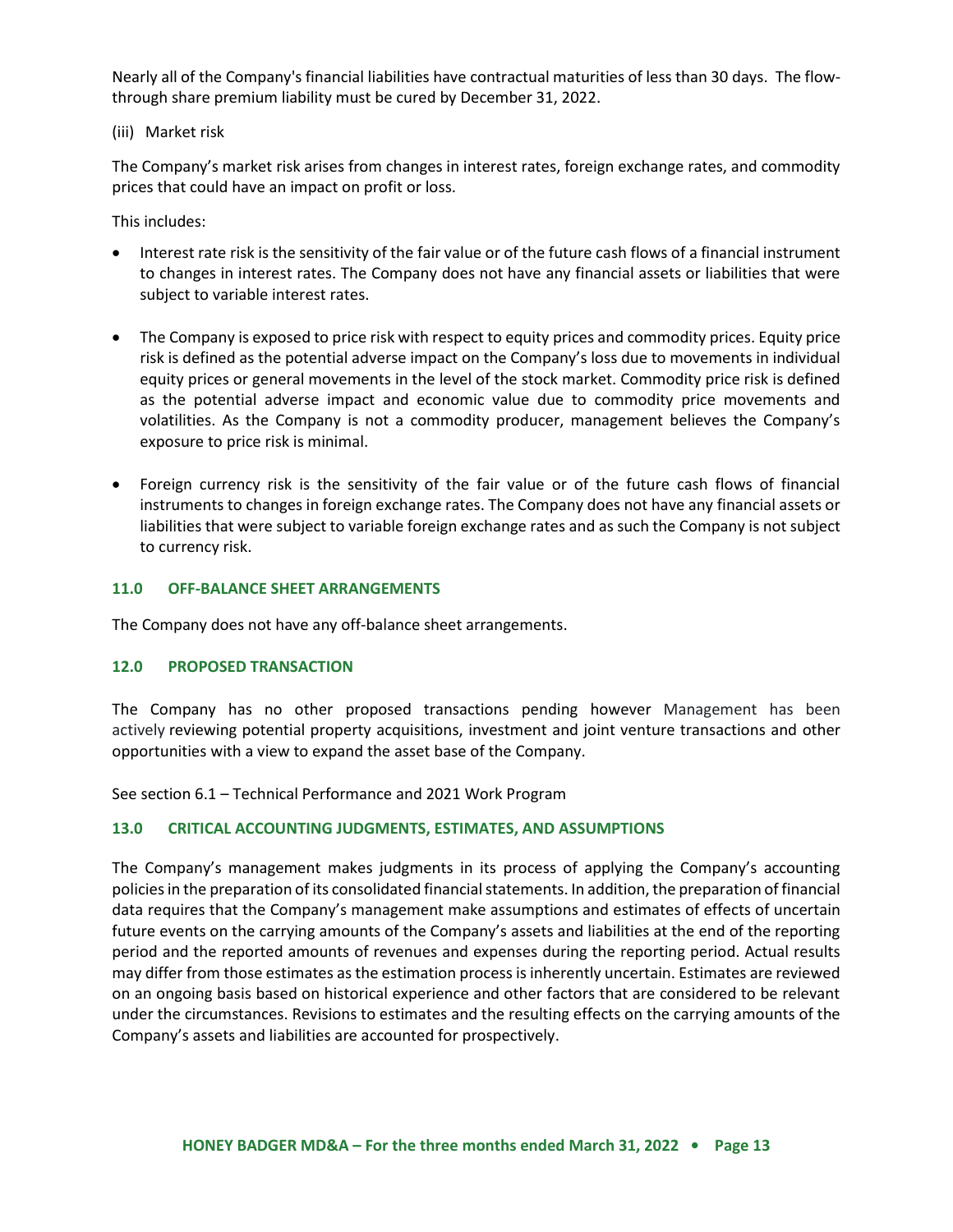Nearly all of the Company's financial liabilities have contractual maturities of less than 30 days. The flow-through share premium liability must be cured by December 31, 2022.

(iii) Market risk

The Company's market risk arises from changes in interest rates, foreign exchange rates, and commodity prices that could have an impact on profit or loss.

This includes:

- Interest rate risk is the sensitivity of the fair value or of the future cash flows of a financial instrument to changes in interest rates. The Company does not have any financial assets or liabilities that were subject to variable interest rates.

- The Company is exposed to price risk with respect to equity prices and commodity prices. Equity price risk is defined as the potential adverse impact on the Company's loss due to movements in individual equity prices or general movements in the level of the stock market. Commodity price risk is defined as the potential adverse impact and economic value due to commodity price movements and volatilities. As the Company is not a commodity producer, management believes the Company's exposure to price risk is minimal.

- Foreign currency risk is the sensitivity of the fair value or of the future cash flows of financial instruments to changes in foreign exchange rates. The Company does not have any financial assets or liabilities that were subject to variable foreign exchange rates and as such the Company is not subject to currency risk.

## 11.0 OFF-BALANCE SHEET ARRANGEMENTS

The Company does not have any off-balance sheet arrangements.

## 12.0 PROPOSED TRANSACTION

The Company has no other proposed transactions pending however Management has been actively reviewing potential property acquisitions, investment and joint venture transactions and other opportunities with a view to expand the asset base of the Company.

See section 6.1 – Technical Performance and 2021 Work Program

## 13.0 CRITICAL ACCOUNTING JUDGMENTS, ESTIMATES, AND ASSUMPTIONS

The Company's management makes judgments in its process of applying the Company's accounting policies in the preparation of its consolidated financial statements. In addition, the preparation of financial data requires that the Company's management make assumptions and estimates of effects of uncertain future events on the carrying amounts of the Company's assets and liabilities at the end of the reporting period and the reported amounts of revenues and expenses during the reporting period. Actual results may differ from those estimates as the estimation process is inherently uncertain. Estimates are reviewed on an ongoing basis based on historical experience and other factors that are considered to be relevant under the circumstances. Revisions to estimates and the resulting effects on the carrying amounts of the Company's assets and liabilities are accounted for prospectively.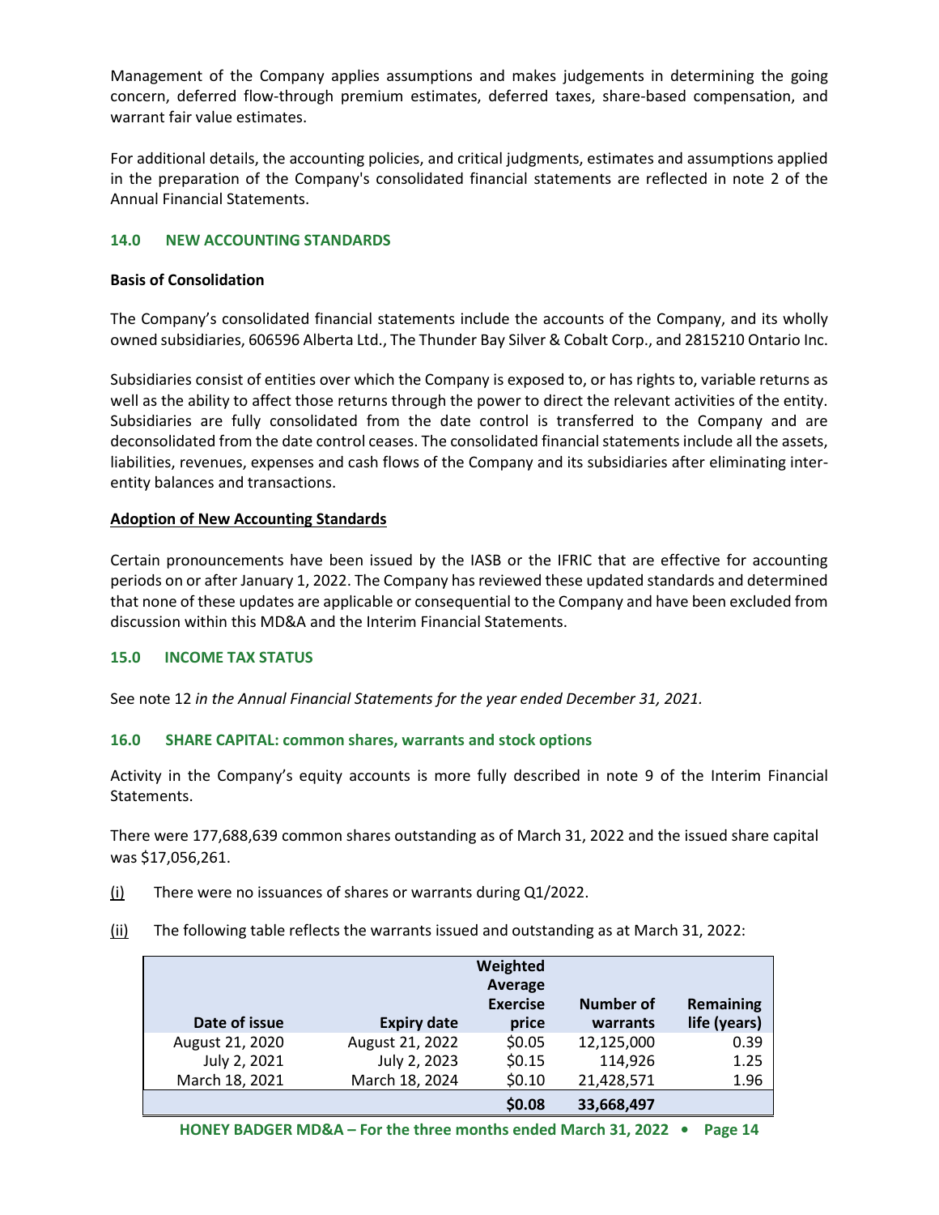Management of the Company applies assumptions and makes judgements in determining the going concern, deferred flow-through premium estimates, deferred taxes, share-based compensation, and warrant fair value estimates.

For additional details, the accounting policies, and critical judgments, estimates and assumptions applied in the preparation of the Company's consolidated financial statements are reflected in note 2 of the Annual Financial Statements.

## 14.0 NEW ACCOUNTING STANDARDS

**Basis of Consolidation**

The Company's consolidated financial statements include the accounts of the Company, and its wholly owned subsidiaries, 606596 Alberta Ltd., The Thunder Bay Silver & Cobalt Corp., and 2815210 Ontario Inc.

Subsidiaries consist of entities over which the Company is exposed to, or has rights to, variable returns as well as the ability to affect those returns through the power to direct the relevant activities of the entity. Subsidiaries are fully consolidated from the date control is transferred to the Company and are deconsolidated from the date control ceases. The consolidated financial statements include all the assets, liabilities, revenues, expenses and cash flows of the Company and its subsidiaries after eliminating inter-entity balances and transactions.

**Adoption of New Accounting Standards**

Certain pronouncements have been issued by the IASB or the IFRIC that are effective for accounting periods on or after January 1, 2022. The Company has reviewed these updated standards and determined that none of these updates are applicable or consequential to the Company and have been excluded from discussion within this MD&A and the Interim Financial Statements.

## 15.0 INCOME TAX STATUS

See note 12 *in the Annual Financial Statements for the year ended December 31, 2021.*

## 16.0 SHARE CAPITAL: common shares, warrants and stock options

Activity in the Company's equity accounts is more fully described in note 9 of the Interim Financial Statements.

There were 177,688,639 common shares outstanding as of March 31, 2022 and the issued share capital was $17,056,261.

(i) There were no issuances of shares or warrants during Q1/2022.

(ii) The following table reflects the warrants issued and outstanding as at March 31, 2022:

| Date of issue | Expiry date | Weighted Average Exercise price | Number of warrants | Remaining life (years) |
|---|---|---|---|---|
| August 21, 2020 | August 21, 2022 | $0.05 | 12,125,000 | 0.39 |
| July 2, 2021 | July 2, 2023 | $0.15 | 114,926 | 1.25 |
| March 18, 2021 | March 18, 2024 | $0.10 | 21,428,571 | 1.96 |
| | | **$0.08** | **33,668,497** | |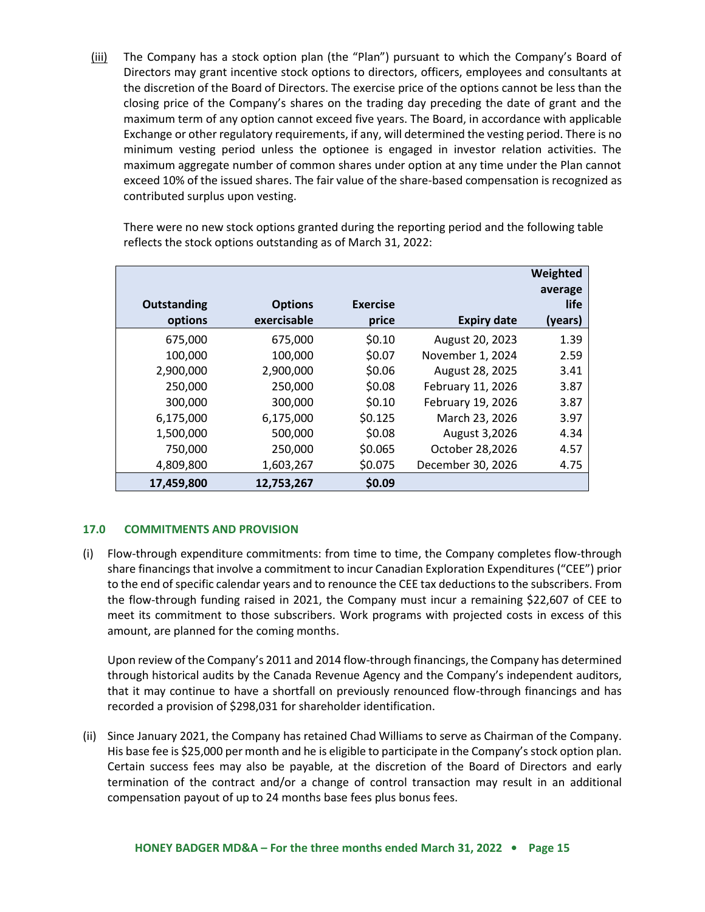(iii) The Company has a stock option plan (the "Plan") pursuant to which the Company's Board of Directors may grant incentive stock options to directors, officers, employees and consultants at the discretion of the Board of Directors. The exercise price of the options cannot be less than the closing price of the Company's shares on the trading day preceding the date of grant and the maximum term of any option cannot exceed five years. The Board, in accordance with applicable Exchange or other regulatory requirements, if any, will determined the vesting period. There is no minimum vesting period unless the optionee is engaged in investor relation activities. The maximum aggregate number of common shares under option at any time under the Plan cannot exceed 10% of the issued shares. The fair value of the share-based compensation is recognized as contributed surplus upon vesting.

There were no new stock options granted during the reporting period and the following table reflects the stock options outstanding as of March 31, 2022:

| Outstanding options | Options exercisable | Exercise price | Expiry date | Weighted average life (years) |
|---|---|---|---|---|
| 675,000 | 675,000 | $0.10 | August 20, 2023 | 1.39 |
| 100,000 | 100,000 | $0.07 | November 1, 2024 | 2.59 |
| 2,900,000 | 2,900,000 | $0.06 | August 28, 2025 | 3.41 |
| 250,000 | 250,000 | $0.08 | February 11, 2026 | 3.87 |
| 300,000 | 300,000 | $0.10 | February 19, 2026 | 3.87 |
| 6,175,000 | 6,175,000 | $0.125 | March 23, 2026 | 3.97 |
| 1,500,000 | 500,000 | $0.08 | August 3,2026 | 4.34 |
| 750,000 | 250,000 | $0.065 | October 28,2026 | 4.57 |
| 4,809,800 | 1,603,267 | $0.075 | December 30, 2026 | 4.75 |
| **17,459,800** | **12,753,267** | **$0.09** | | |

### 17.0 COMMITMENTS AND PROVISION

(i) Flow-through expenditure commitments: from time to time, the Company completes flow-through share financings that involve a commitment to incur Canadian Exploration Expenditures ("CEE") prior to the end of specific calendar years and to renounce the CEE tax deductions to the subscribers. From the flow-through funding raised in 2021, the Company must incur a remaining $22,607 of CEE to meet its commitment to those subscribers. Work programs with projected costs in excess of this amount, are planned for the coming months.

Upon review of the Company's 2011 and 2014 flow-through financings, the Company has determined through historical audits by the Canada Revenue Agency and the Company's independent auditors, that it may continue to have a shortfall on previously renounced flow-through financings and has recorded a provision of $298,031 for shareholder identification.

(ii) Since January 2021, the Company has retained Chad Williams to serve as Chairman of the Company. His base fee is $25,000 per month and he is eligible to participate in the Company's stock option plan. Certain success fees may also be payable, at the discretion of the Board of Directors and early termination of the contract and/or a change of control transaction may result in an additional compensation payout of up to 24 months base fees plus bonus fees.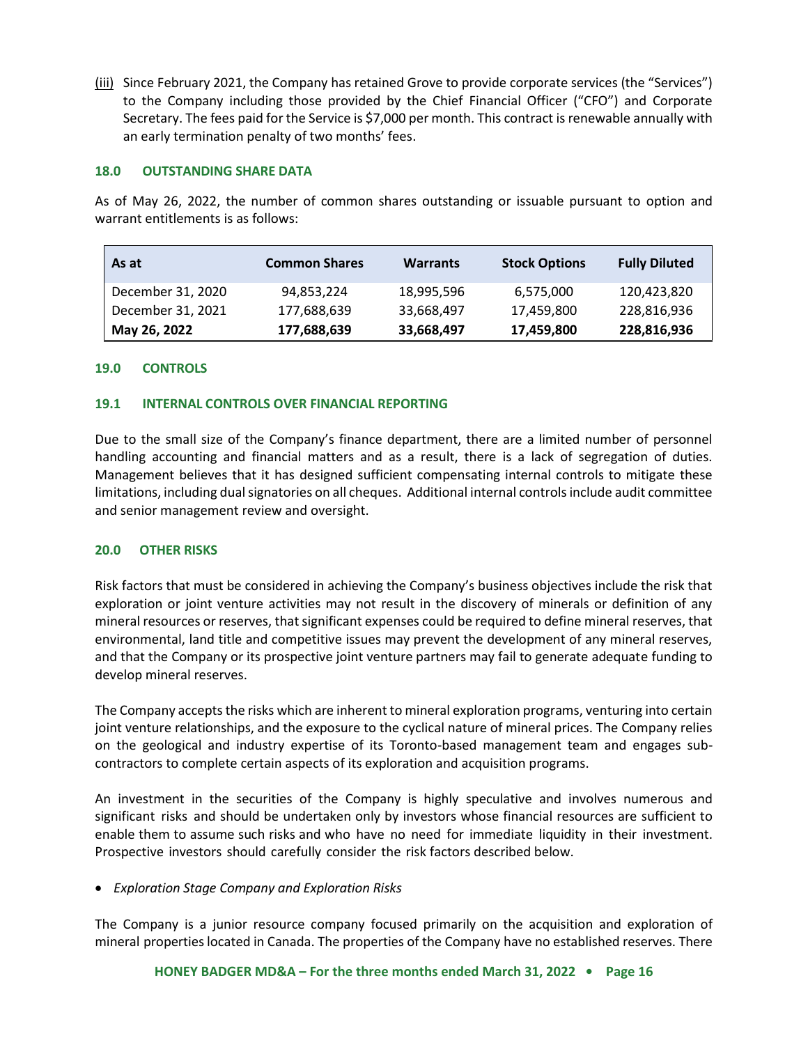(iii) Since February 2021, the Company has retained Grove to provide corporate services (the "Services") to the Company including those provided by the Chief Financial Officer ("CFO") and Corporate Secretary. The fees paid for the Service is $7,000 per month. This contract is renewable annually with an early termination penalty of two months' fees.

## 18.0 OUTSTANDING SHARE DATA

As of May 26, 2022, the number of common shares outstanding or issuable pursuant to option and warrant entitlements is as follows:

| As at | Common Shares | Warrants | Stock Options | Fully Diluted |
|---|---|---|---|---|
| December 31, 2020 | 94,853,224 | 18,995,596 | 6,575,000 | 120,423,820 |
| December 31, 2021 | 177,688,639 | 33,668,497 | 17,459,800 | 228,816,936 |
| **May 26, 2022** | **177,688,639** | **33,668,497** | **17,459,800** | **228,816,936** |

## 19.0 CONTROLS

### 19.1 INTERNAL CONTROLS OVER FINANCIAL REPORTING

Due to the small size of the Company's finance department, there are a limited number of personnel handling accounting and financial matters and as a result, there is a lack of segregation of duties. Management believes that it has designed sufficient compensating internal controls to mitigate these limitations, including dual signatories on all cheques. Additional internal controls include audit committee and senior management review and oversight.

## 20.0 OTHER RISKS

Risk factors that must be considered in achieving the Company's business objectives include the risk that exploration or joint venture activities may not result in the discovery of minerals or definition of any mineral resources or reserves, that significant expenses could be required to define mineral reserves, that environmental, land title and competitive issues may prevent the development of any mineral reserves, and that the Company or its prospective joint venture partners may fail to generate adequate funding to develop mineral reserves.

The Company accepts the risks which are inherent to mineral exploration programs, venturing into certain joint venture relationships, and the exposure to the cyclical nature of mineral prices. The Company relies on the geological and industry expertise of its Toronto-based management team and engages sub-contractors to complete certain aspects of its exploration and acquisition programs.

An investment in the securities of the Company is highly speculative and involves numerous and significant risks and should be undertaken only by investors whose financial resources are sufficient to enable them to assume such risks and who have no need for immediate liquidity in their investment. Prospective investors should carefully consider the risk factors described below.

- *Exploration Stage Company and Exploration Risks*

The Company is a junior resource company focused primarily on the acquisition and exploration of mineral properties located in Canada. The properties of the Company have no established reserves. There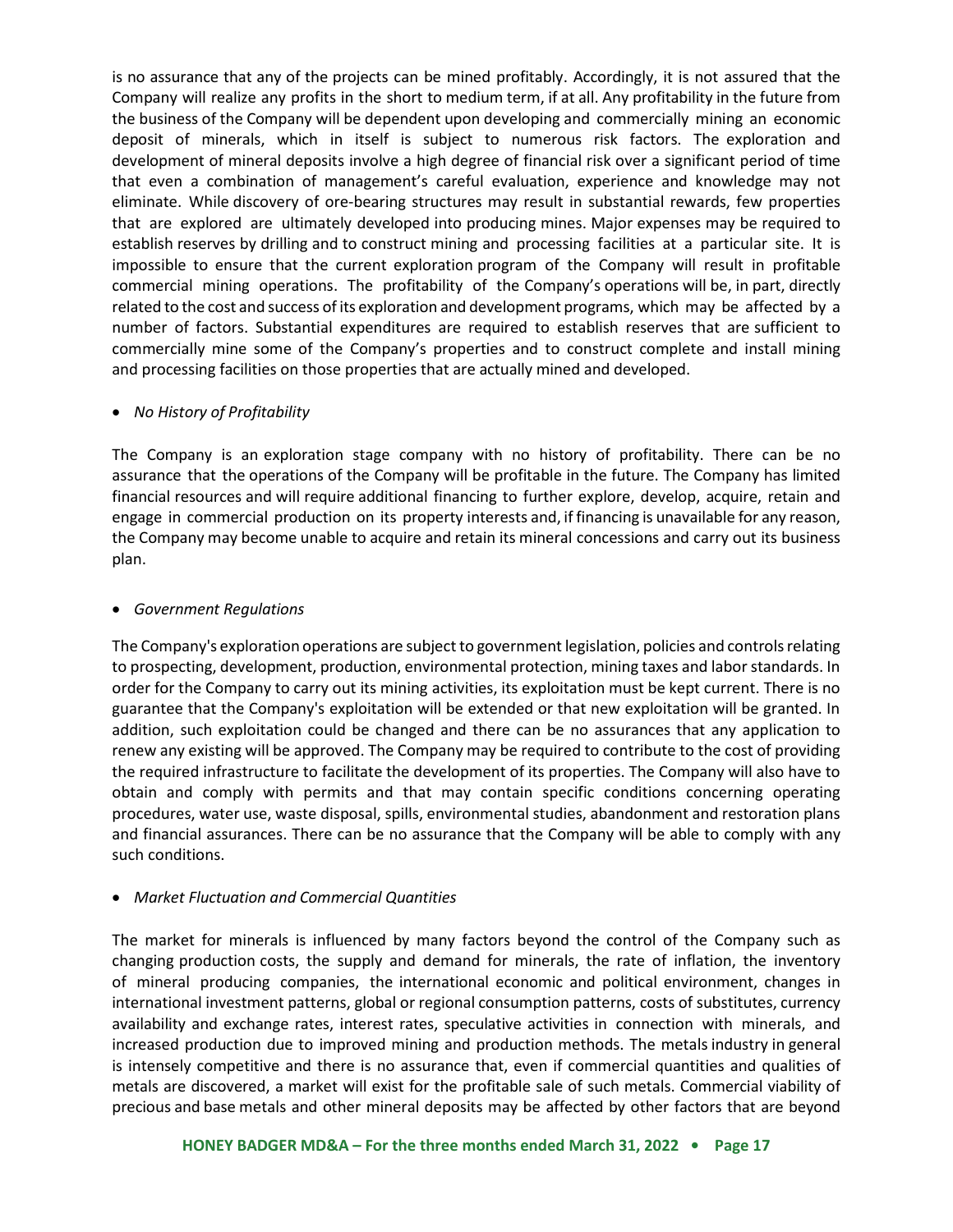is no assurance that any of the projects can be mined profitably. Accordingly, it is not assured that the Company will realize any profits in the short to medium term, if at all. Any profitability in the future from the business of the Company will be dependent upon developing and commercially mining an economic deposit of minerals, which in itself is subject to numerous risk factors. The exploration and development of mineral deposits involve a high degree of financial risk over a significant period of time that even a combination of management's careful evaluation, experience and knowledge may not eliminate. While discovery of ore-bearing structures may result in substantial rewards, few properties that are explored are ultimately developed into producing mines. Major expenses may be required to establish reserves by drilling and to construct mining and processing facilities at a particular site. It is impossible to ensure that the current exploration program of the Company will result in profitable commercial mining operations. The profitability of the Company's operations will be, in part, directly related to the cost and success of its exploration and development programs, which may be affected by a number of factors. Substantial expenditures are required to establish reserves that are sufficient to commercially mine some of the Company's properties and to construct complete and install mining and processing facilities on those properties that are actually mined and developed.

- *No History of Profitability*

The Company is an exploration stage company with no history of profitability. There can be no assurance that the operations of the Company will be profitable in the future. The Company has limited financial resources and will require additional financing to further explore, develop, acquire, retain and engage in commercial production on its property interests and, if financing is unavailable for any reason, the Company may become unable to acquire and retain its mineral concessions and carry out its business plan.

- *Government Regulations*

The Company's exploration operations are subject to government legislation, policies and controls relating to prospecting, development, production, environmental protection, mining taxes and labor standards. In order for the Company to carry out its mining activities, its exploitation must be kept current. There is no guarantee that the Company's exploitation will be extended or that new exploitation will be granted. In addition, such exploitation could be changed and there can be no assurances that any application to renew any existing will be approved. The Company may be required to contribute to the cost of providing the required infrastructure to facilitate the development of its properties. The Company will also have to obtain and comply with permits and that may contain specific conditions concerning operating procedures, water use, waste disposal, spills, environmental studies, abandonment and restoration plans and financial assurances. There can be no assurance that the Company will be able to comply with any such conditions.

- *Market Fluctuation and Commercial Quantities*

The market for minerals is influenced by many factors beyond the control of the Company such as changing production costs, the supply and demand for minerals, the rate of inflation, the inventory of mineral producing companies, the international economic and political environment, changes in international investment patterns, global or regional consumption patterns, costs of substitutes, currency availability and exchange rates, interest rates, speculative activities in connection with minerals, and increased production due to improved mining and production methods. The metals industry in general is intensely competitive and there is no assurance that, even if commercial quantities and qualities of metals are discovered, a market will exist for the profitable sale of such metals. Commercial viability of precious and base metals and other mineral deposits may be affected by other factors that are beyond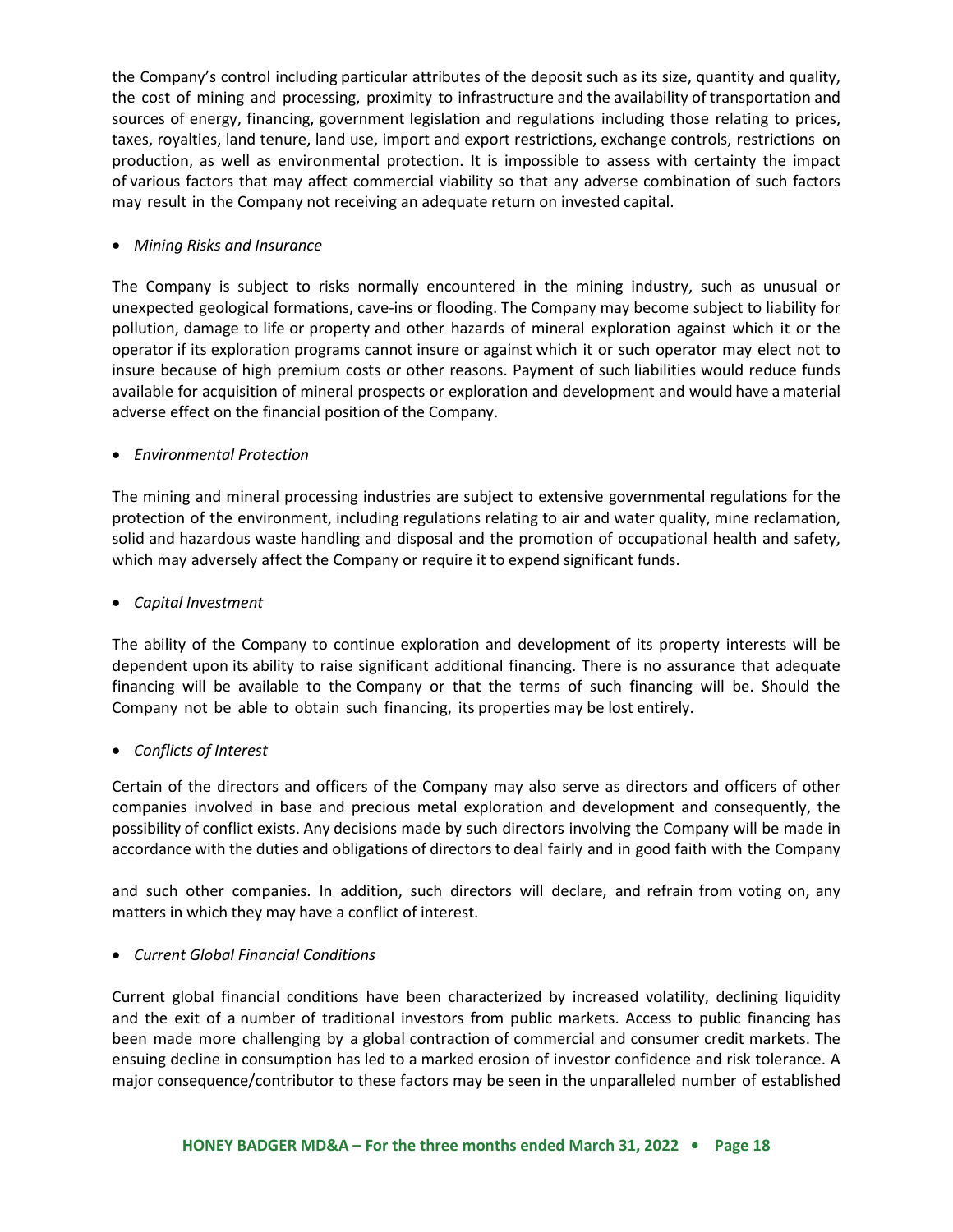the Company's control including particular attributes of the deposit such as its size, quantity and quality, the cost of mining and processing, proximity to infrastructure and the availability of transportation and sources of energy, financing, government legislation and regulations including those relating to prices, taxes, royalties, land tenure, land use, import and export restrictions, exchange controls, restrictions on production, as well as environmental protection. It is impossible to assess with certainty the impact of various factors that may affect commercial viability so that any adverse combination of such factors may result in the Company not receiving an adequate return on invested capital.

- *Mining Risks and Insurance*

The Company is subject to risks normally encountered in the mining industry, such as unusual or unexpected geological formations, cave-ins or flooding. The Company may become subject to liability for pollution, damage to life or property and other hazards of mineral exploration against which it or the operator if its exploration programs cannot insure or against which it or such operator may elect not to insure because of high premium costs or other reasons. Payment of such liabilities would reduce funds available for acquisition of mineral prospects or exploration and development and would have a material adverse effect on the financial position of the Company.

- *Environmental Protection*

The mining and mineral processing industries are subject to extensive governmental regulations for the protection of the environment, including regulations relating to air and water quality, mine reclamation, solid and hazardous waste handling and disposal and the promotion of occupational health and safety, which may adversely affect the Company or require it to expend significant funds.

- *Capital Investment*

The ability of the Company to continue exploration and development of its property interests will be dependent upon its ability to raise significant additional financing. There is no assurance that adequate financing will be available to the Company or that the terms of such financing will be. Should the Company not be able to obtain such financing, its properties may be lost entirely.

- *Conflicts of Interest*

Certain of the directors and officers of the Company may also serve as directors and officers of other companies involved in base and precious metal exploration and development and consequently, the possibility of conflict exists. Any decisions made by such directors involving the Company will be made in accordance with the duties and obligations of directors to deal fairly and in good faith with the Company and such other companies. In addition, such directors will declare, and refrain from voting on, any matters in which they may have a conflict of interest.

- *Current Global Financial Conditions*

Current global financial conditions have been characterized by increased volatility, declining liquidity and the exit of a number of traditional investors from public markets. Access to public financing has been made more challenging by a global contraction of commercial and consumer credit markets. The ensuing decline in consumption has led to a marked erosion of investor confidence and risk tolerance. A major consequence/contributor to these factors may be seen in the unparalleled number of established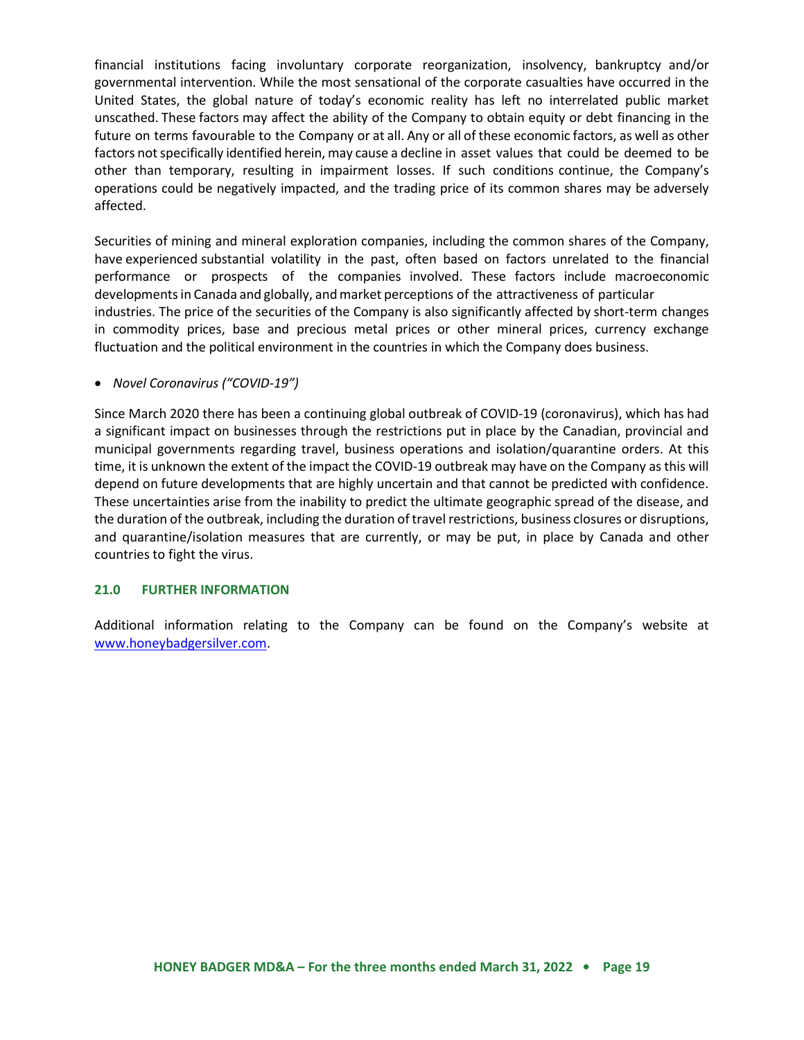financial institutions facing involuntary corporate reorganization, insolvency, bankruptcy and/or governmental intervention. While the most sensational of the corporate casualties have occurred in the United States, the global nature of today's economic reality has left no interrelated public market unscathed. These factors may affect the ability of the Company to obtain equity or debt financing in the future on terms favourable to the Company or at all. Any or all of these economic factors, as well as other factors not specifically identified herein, may cause a decline in asset values that could be deemed to be other than temporary, resulting in impairment losses. If such conditions continue, the Company's operations could be negatively impacted, and the trading price of its common shares may be adversely affected.

Securities of mining and mineral exploration companies, including the common shares of the Company, have experienced substantial volatility in the past, often based on factors unrelated to the financial performance or prospects of the companies involved. These factors include macroeconomic developments in Canada and globally, and market perceptions of the attractiveness of particular industries. The price of the securities of the Company is also significantly affected by short-term changes in commodity prices, base and precious metal prices or other mineral prices, currency exchange fluctuation and the political environment in the countries in which the Company does business.

- *Novel Coronavirus ("COVID-19")*

Since March 2020 there has been a continuing global outbreak of COVID-19 (coronavirus), which has had a significant impact on businesses through the restrictions put in place by the Canadian, provincial and municipal governments regarding travel, business operations and isolation/quarantine orders. At this time, it is unknown the extent of the impact the COVID-19 outbreak may have on the Company as this will depend on future developments that are highly uncertain and that cannot be predicted with confidence. These uncertainties arise from the inability to predict the ultimate geographic spread of the disease, and the duration of the outbreak, including the duration of travel restrictions, business closures or disruptions, and quarantine/isolation measures that are currently, or may be put, in place by Canada and other countries to fight the virus.

## 21.0 FURTHER INFORMATION

Additional information relating to the Company can be found on the Company's website at www.honeybadgersilver.com.